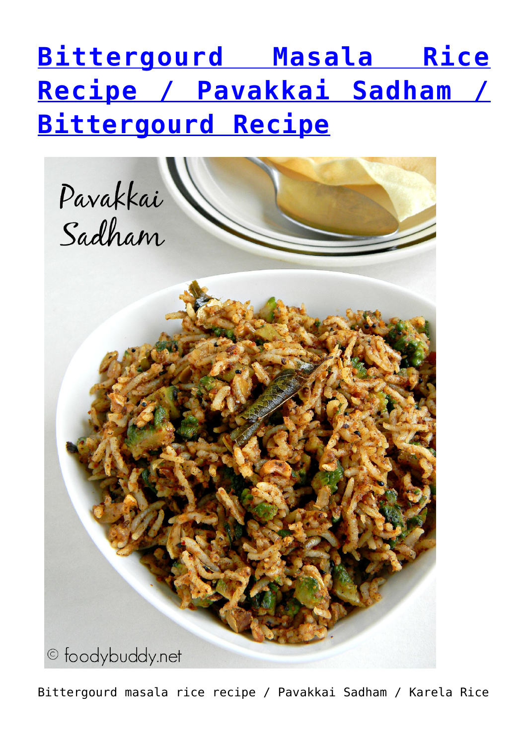# [Bittergourd Masala Rice Recipe / Pavakkai Sadham / Bittergourd Recipe]()

Bittergourd masala rice recipe / Pavakkai Sadham / Karela Rice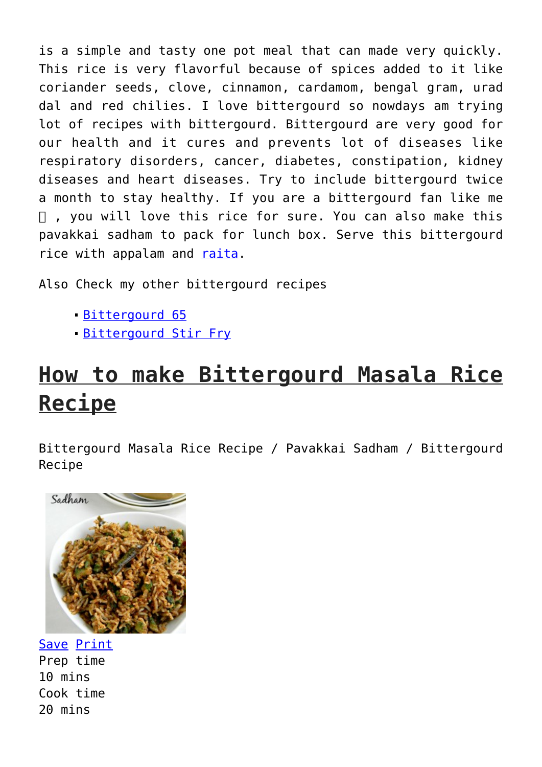is a simple and tasty one pot meal that can made very quickly. This rice is very flavorful because of spices added to it like coriander seeds, clove, cinnamon, cardamom, bengal gram, urad dal and red chilies. I love bittergourd so nowdays am trying lot of recipes with bittergourd. Bittergourd are very good for our health and it cures and prevents lot of diseases like respiratory disorders, cancer, diabetes, constipation, kidney diseases and heart diseases. Try to include bittergourd twice a month to stay healthy. If you are a bittergourd fan like me 🙂 , you will love this rice for sure. You can also make this pavakkai sadham to pack for lunch box. Serve this bittergourd rice with appalam and [raita](raita).

Also Check my other bittergourd recipes

- [Bittergourd 65](Bittergourd 65)
- [Bittergourd Stir Fry](Bittergourd Stir Fry)

# How to make Bittergourd Masala Rice Recipe

Bittergourd Masala Rice Recipe / Pavakkai Sadham / Bittergourd Recipe

Save Print

Prep time
10 mins
Cook time
20 mins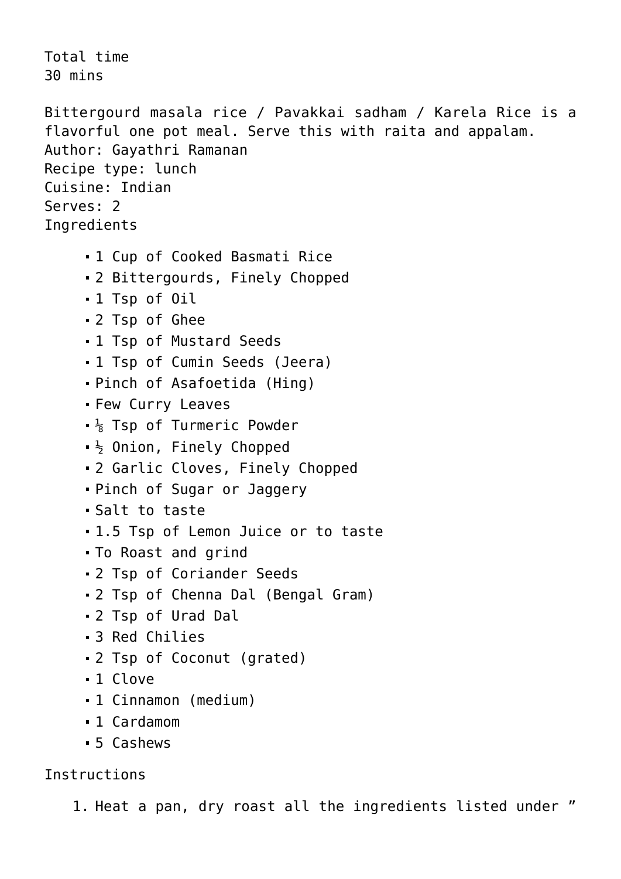Total time
30 mins

Bittergourd masala rice / Pavakkai sadham / Karela Rice is a flavorful one pot meal. Serve this with raita and appalam.
Author: Gayathri Ramanan
Recipe type: lunch
Cuisine: Indian
Serves: 2
Ingredients

- 1 Cup of Cooked Basmati Rice
- 2 Bittergourds, Finely Chopped
- 1 Tsp of Oil
- 2 Tsp of Ghee
- 1 Tsp of Mustard Seeds
- 1 Tsp of Cumin Seeds (Jeera)
- Pinch of Asafoetida (Hing)
- Few Curry Leaves
- ⅛ Tsp of Turmeric Powder
- ½ Onion, Finely Chopped
- 2 Garlic Cloves, Finely Chopped
- Pinch of Sugar or Jaggery
- Salt to taste
- 1.5 Tsp of Lemon Juice or to taste
- To Roast and grind
- 2 Tsp of Coriander Seeds
- 2 Tsp of Chenna Dal (Bengal Gram)
- 2 Tsp of Urad Dal
- 3 Red Chilies
- 2 Tsp of Coconut (grated)
- 1 Clove
- 1 Cinnamon (medium)
- 1 Cardamom
- 5 Cashews

Instructions

1. Heat a pan, dry roast all the ingredients listed under ”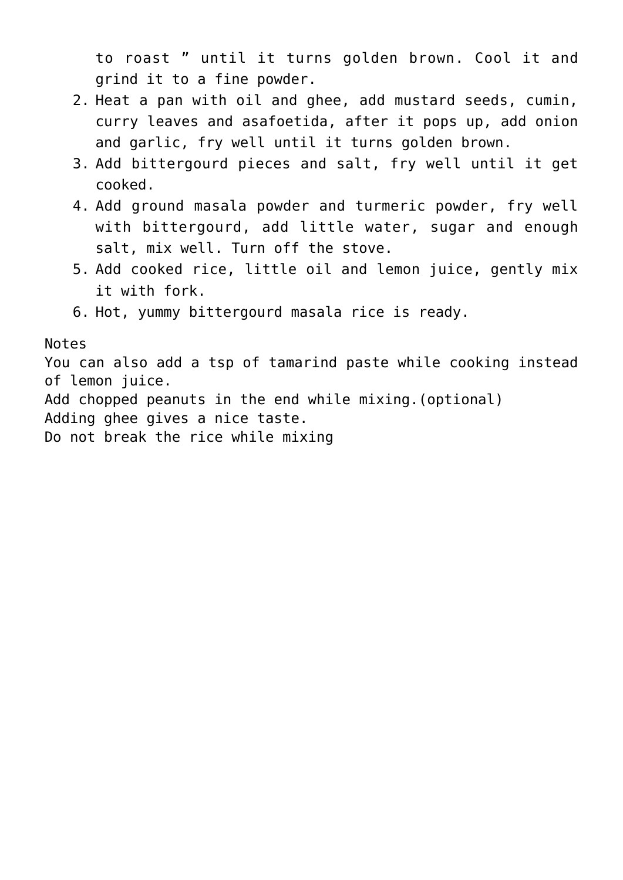to roast " until it turns golden brown. Cool it and grind it to a fine powder.

2. Heat a pan with oil and ghee, add mustard seeds, cumin, curry leaves and asafoetida, after it pops up, add onion and garlic, fry well until it turns golden brown.
3. Add bittergourd pieces and salt, fry well until it get cooked.
4. Add ground masala powder and turmeric powder, fry well with bittergourd, add little water, sugar and enough salt, mix well. Turn off the stove.
5. Add cooked rice, little oil and lemon juice, gently mix it with fork.
6. Hot, yummy bittergourd masala rice is ready.

Notes

You can also add a tsp of tamarind paste while cooking instead of lemon juice.
Add chopped peanuts in the end while mixing.(optional)
Adding ghee gives a nice taste.
Do not break the rice while mixing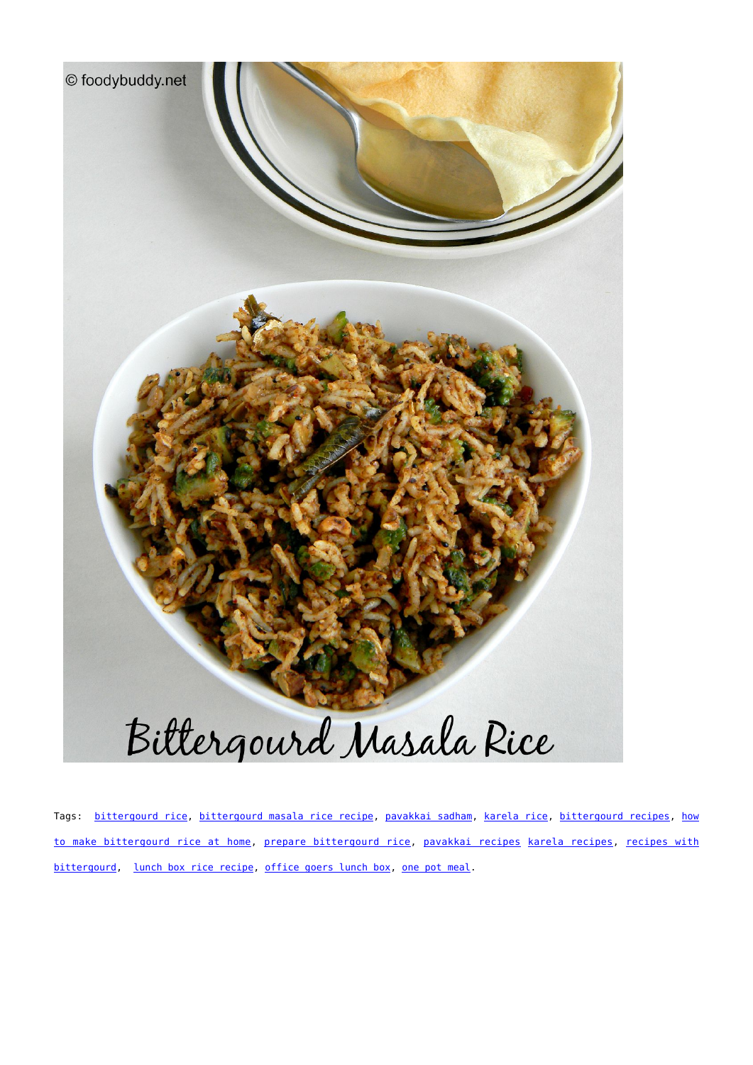Tags: bittergourd rice, bittergourd masala rice recipe, pavakkai sadham, karela rice, bittergourd recipes, how to make bittergourd rice at home, prepare bittergourd rice, pavakkai recipes karela recipes, recipes with bittergourd, lunch box rice recipe, office goers lunch box, one pot meal.